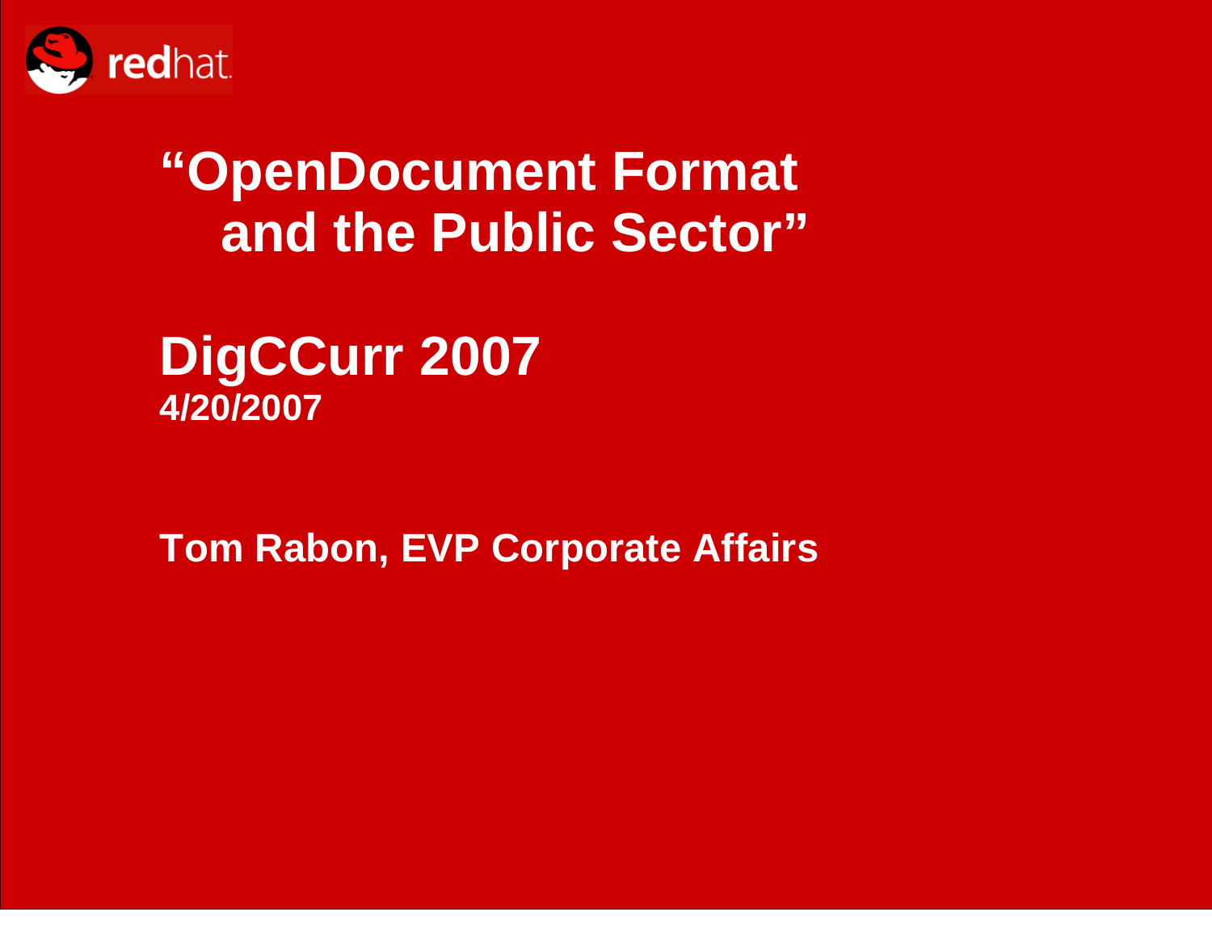# "OpenDocument Format and the Public Sector"

## DigCCurr 2007

**4/20/2007**

**Tom Rabon, EVP Corporate Affairs**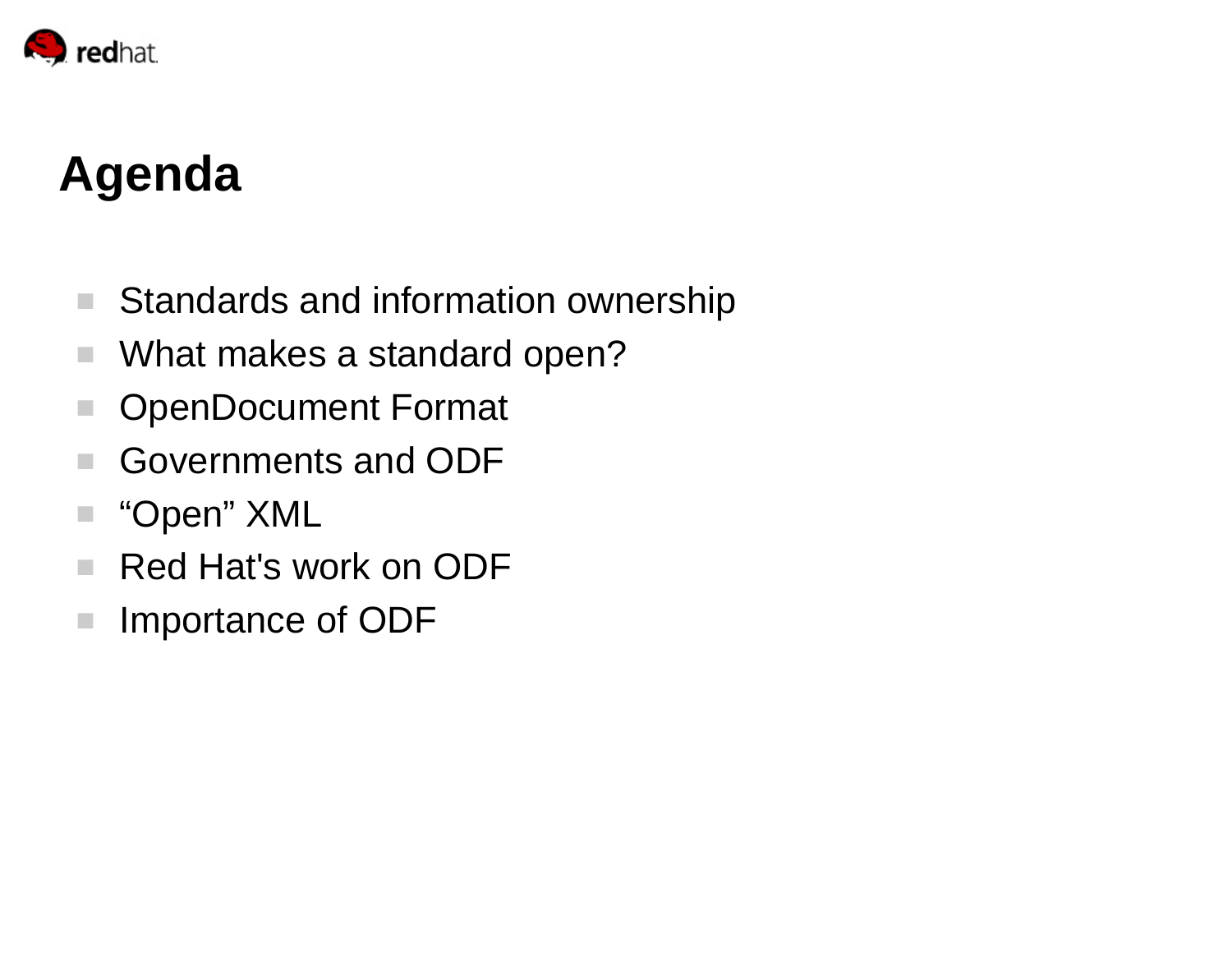# Agenda

- Standards and information ownership
- What makes a standard open?
- OpenDocument Format
- Governments and ODF
- “Open” XML
- Red Hat's work on ODF
- Importance of ODF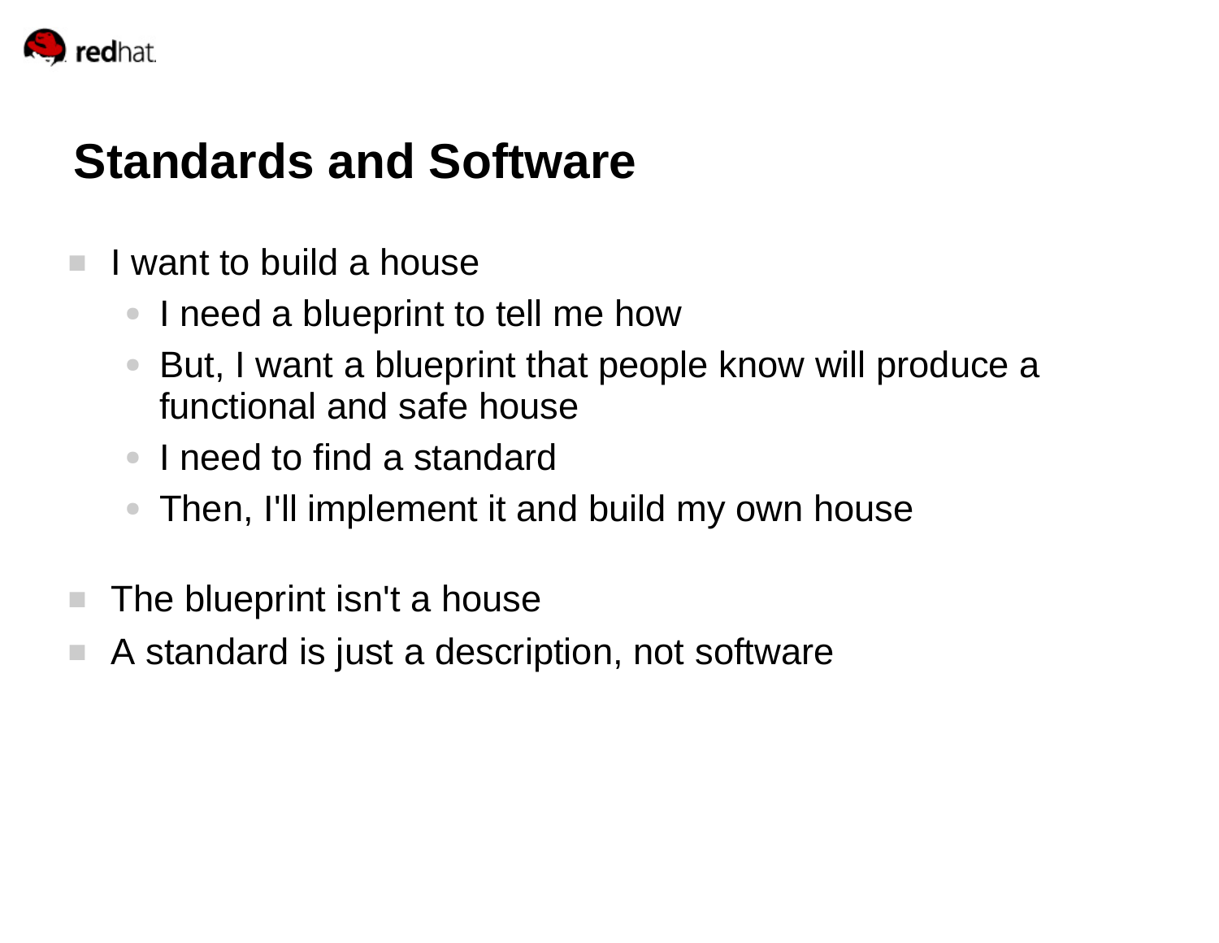# Standards and Software

- I want to build a house
  - I need a blueprint to tell me how
  - But, I want a blueprint that people know will produce a functional and safe house
  - I need to find a standard
  - Then, I'll implement it and build my own house
- The blueprint isn't a house
- A standard is just a description, not software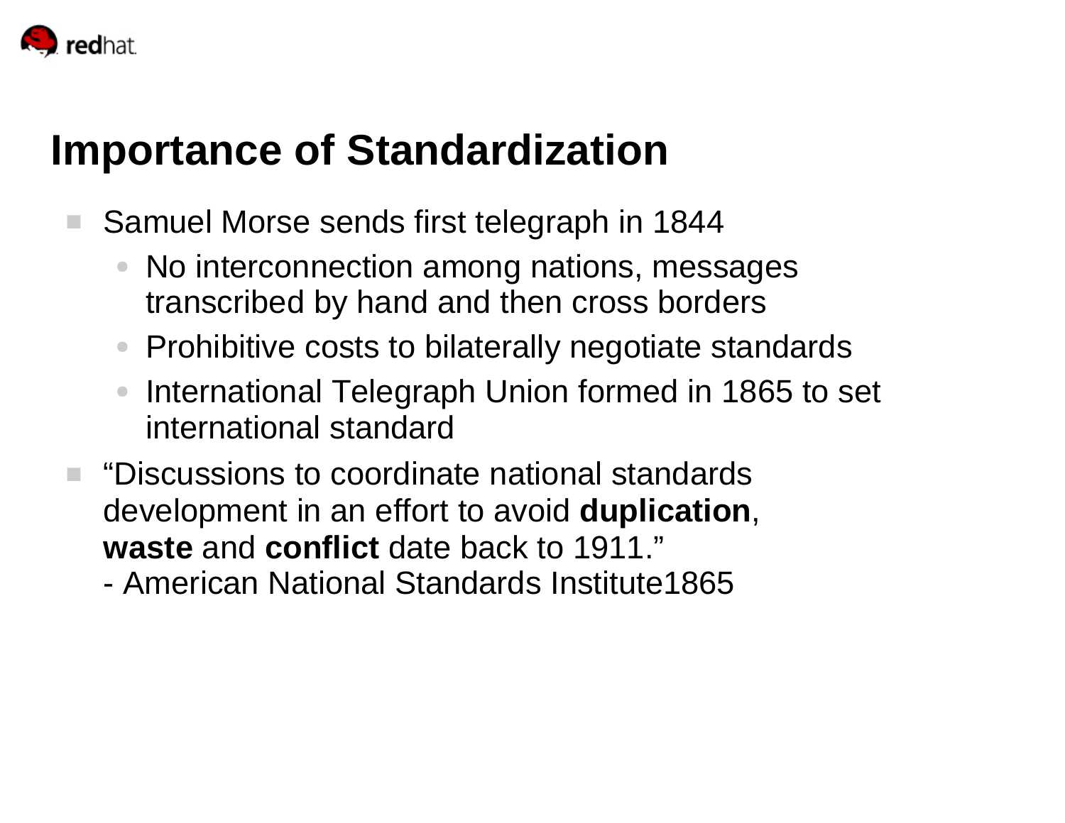# Importance of Standardization

- Samuel Morse sends first telegraph in 1844
  - No interconnection among nations, messages transcribed by hand and then cross borders
  - Prohibitive costs to bilaterally negotiate standards
  - International Telegraph Union formed in 1865 to set international standard
- "Discussions to coordinate national standards development in an effort to avoid **duplication**, **waste** and **conflict** date back to 1911."
  - American National Standards Institute1865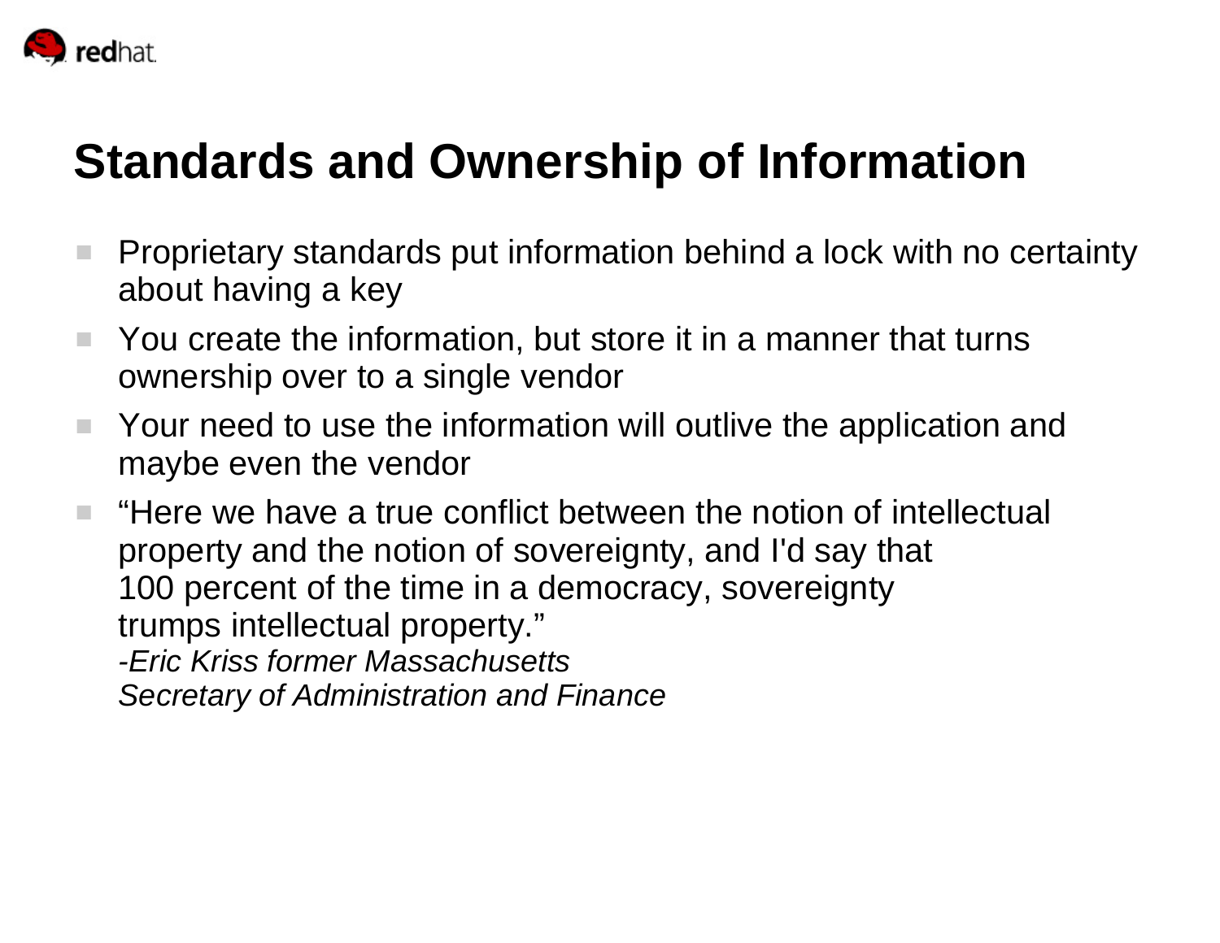# Standards and Ownership of Information

- Proprietary standards put information behind a lock with no certainty about having a key
- You create the information, but store it in a manner that turns ownership over to a single vendor
- Your need to use the information will outlive the application and maybe even the vendor
- “Here we have a true conflict between the notion of intellectual property and the notion of sovereignty, and I'd say that 100 percent of the time in a democracy, sovereignty trumps intellectual property.”
  *-Eric Kriss former Massachusetts Secretary of Administration and Finance*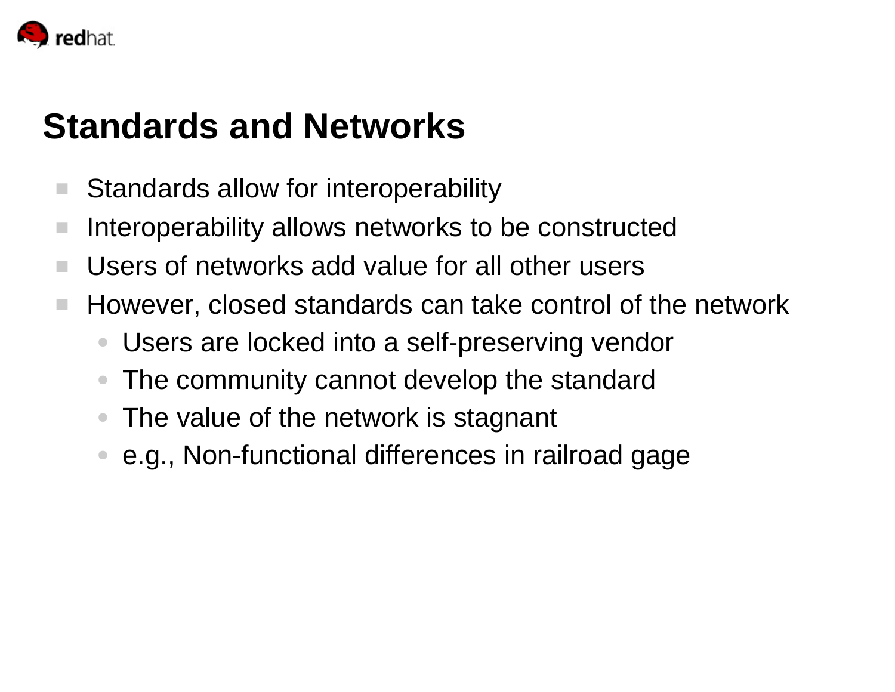# Standards and Networks

- Standards allow for interoperability
- Interoperability allows networks to be constructed
- Users of networks add value for all other users
- However, closed standards can take control of the network
  - Users are locked into a self-preserving vendor
  - The community cannot develop the standard
  - The value of the network is stagnant
  - e.g., Non-functional differences in railroad gage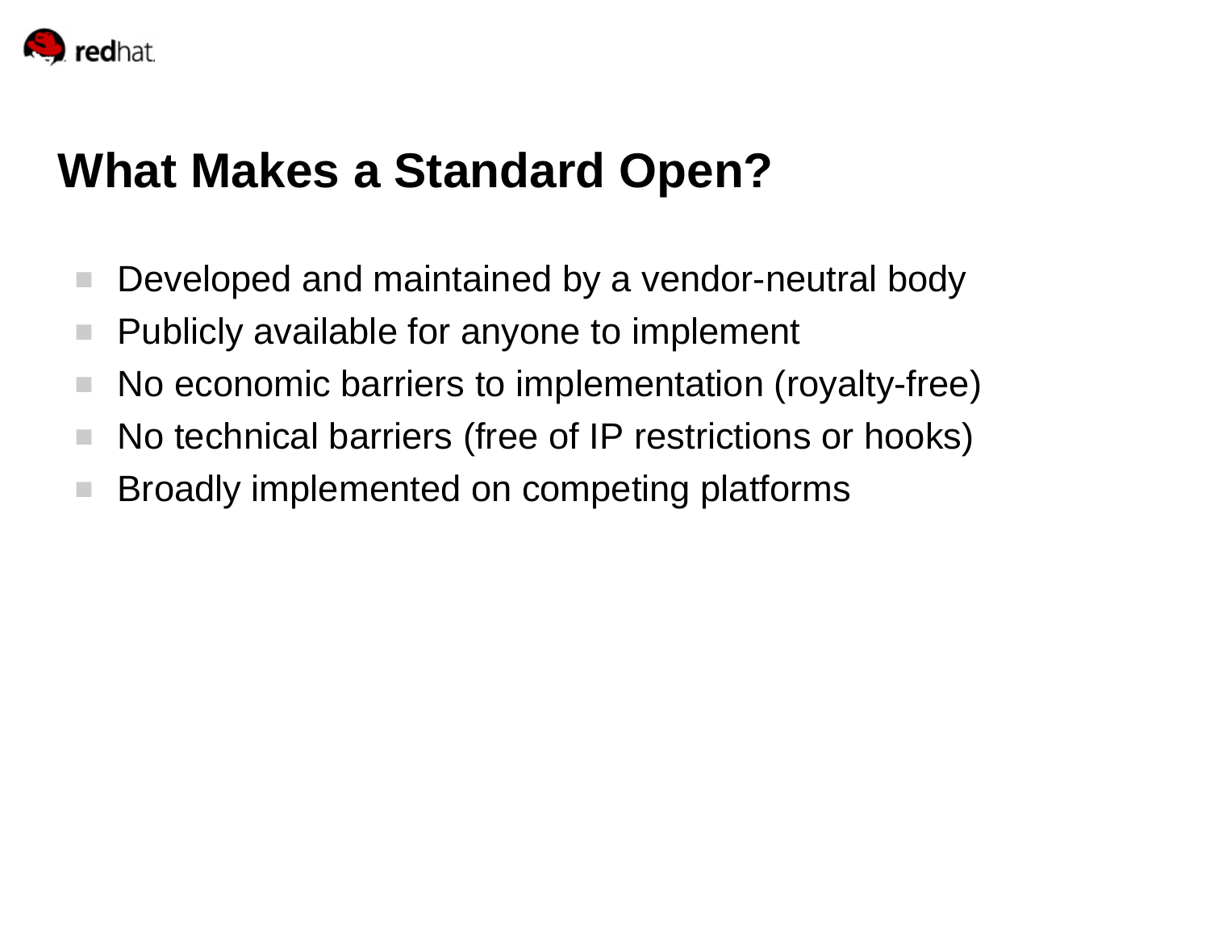# What Makes a Standard Open?

- Developed and maintained by a vendor-neutral body
- Publicly available for anyone to implement
- No economic barriers to implementation (royalty-free)
- No technical barriers (free of IP restrictions or hooks)
- Broadly implemented on competing platforms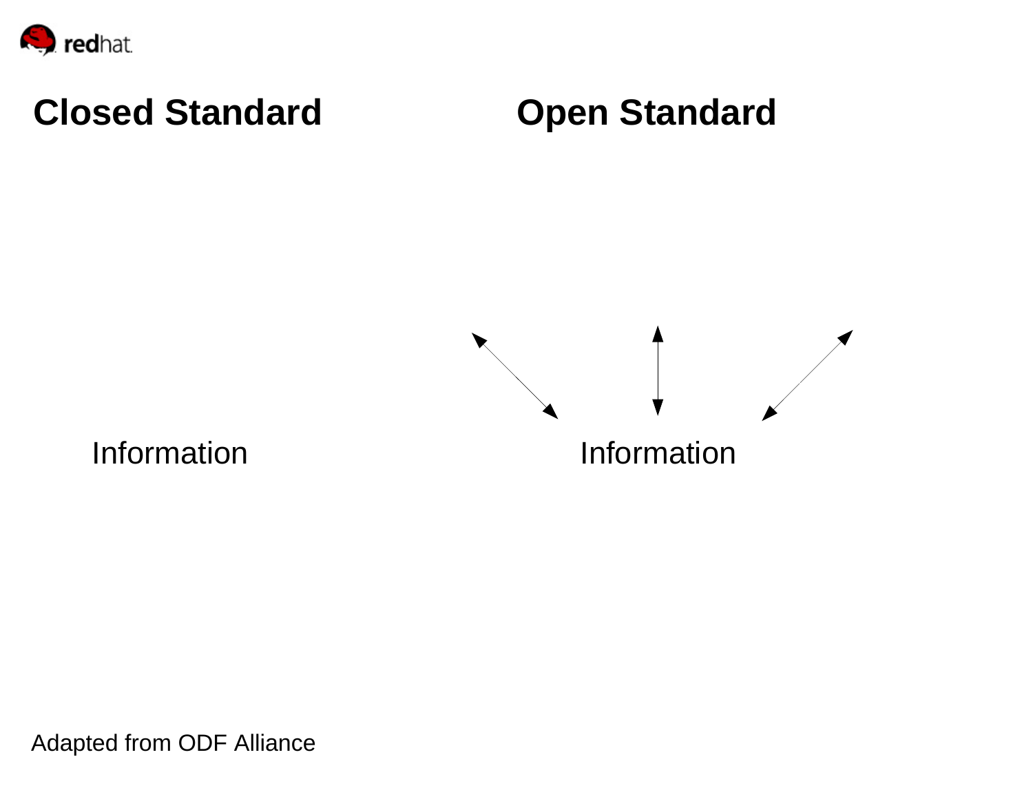## Closed Standard

Information

## Open Standard

Information

Adapted from ODF Alliance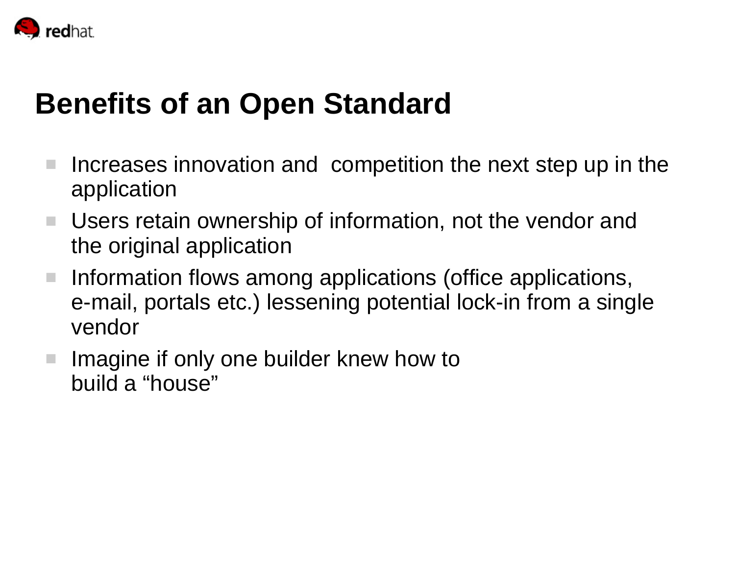# Benefits of an Open Standard

- Increases innovation and  competition the next step up in the application
- Users retain ownership of information, not the vendor and the original application
- Information flows among applications (office applications, e-mail, portals etc.) lessening potential lock-in from a single vendor
- Imagine if only one builder knew how to build a “house”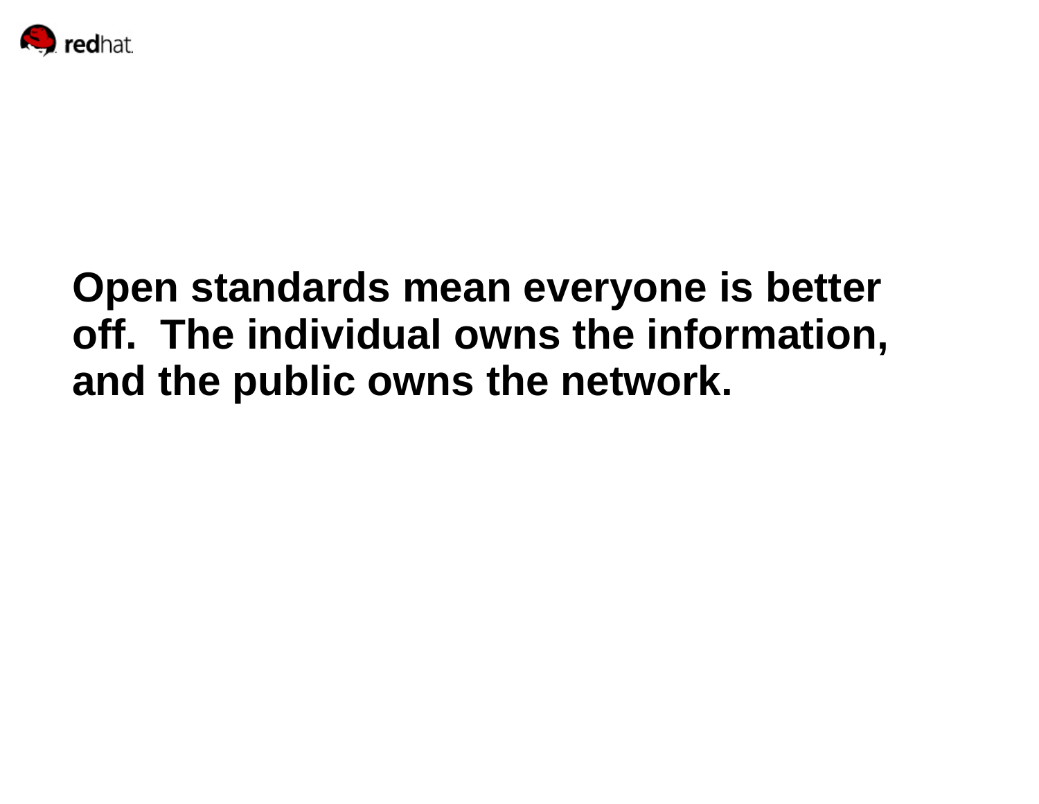**Open standards mean everyone is better off. The individual owns the information, and the public owns the network.**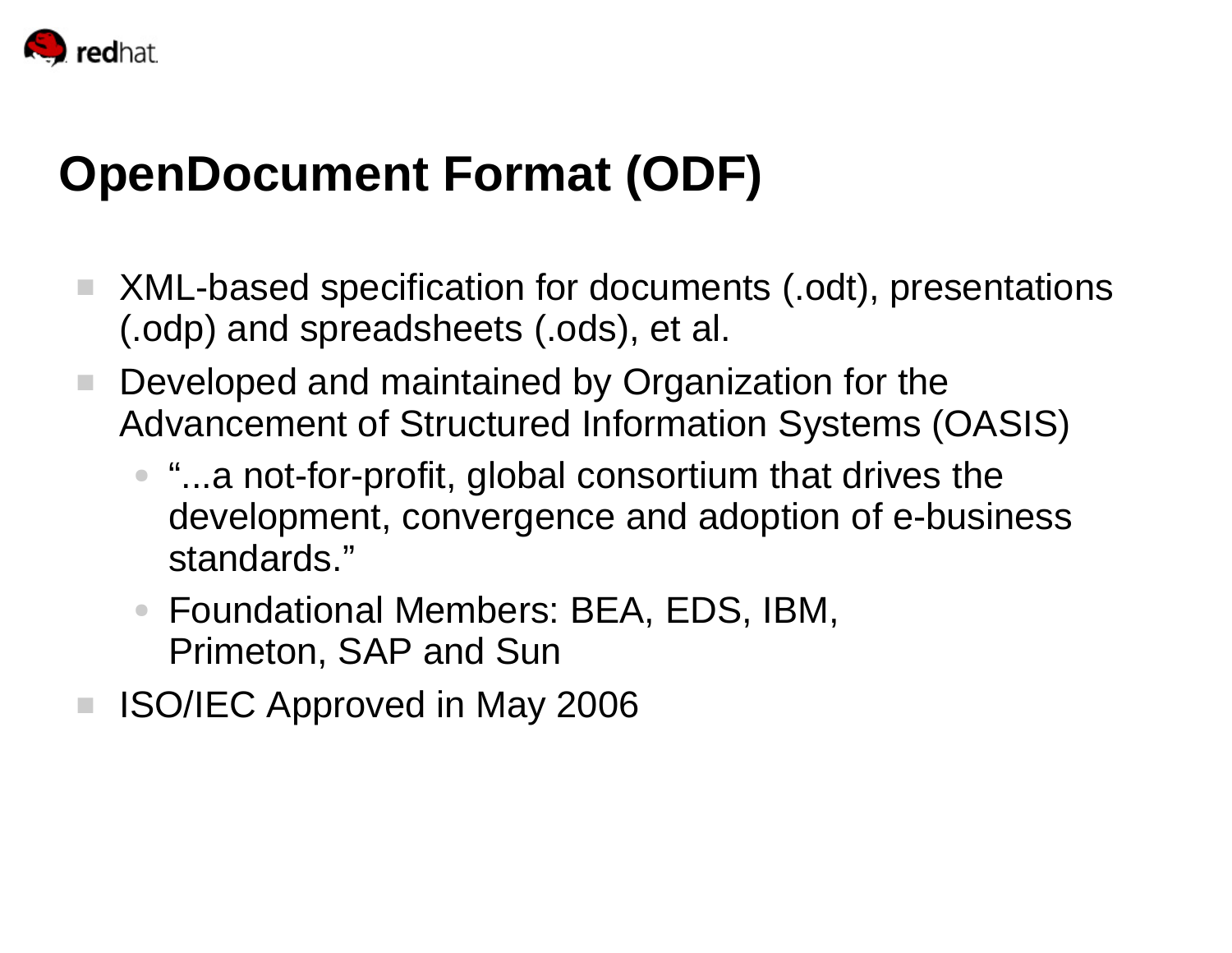# OpenDocument Format (ODF)

- XML-based specification for documents (.odt), presentations (.odp) and spreadsheets (.ods), et al.
- Developed and maintained by Organization for the Advancement of Structured Information Systems (OASIS)
  - “...a not-for-profit, global consortium that drives the development, convergence and adoption of e-business standards.”
  - Foundational Members: BEA, EDS, IBM, Primeton, SAP and Sun
- ISO/IEC Approved in May 2006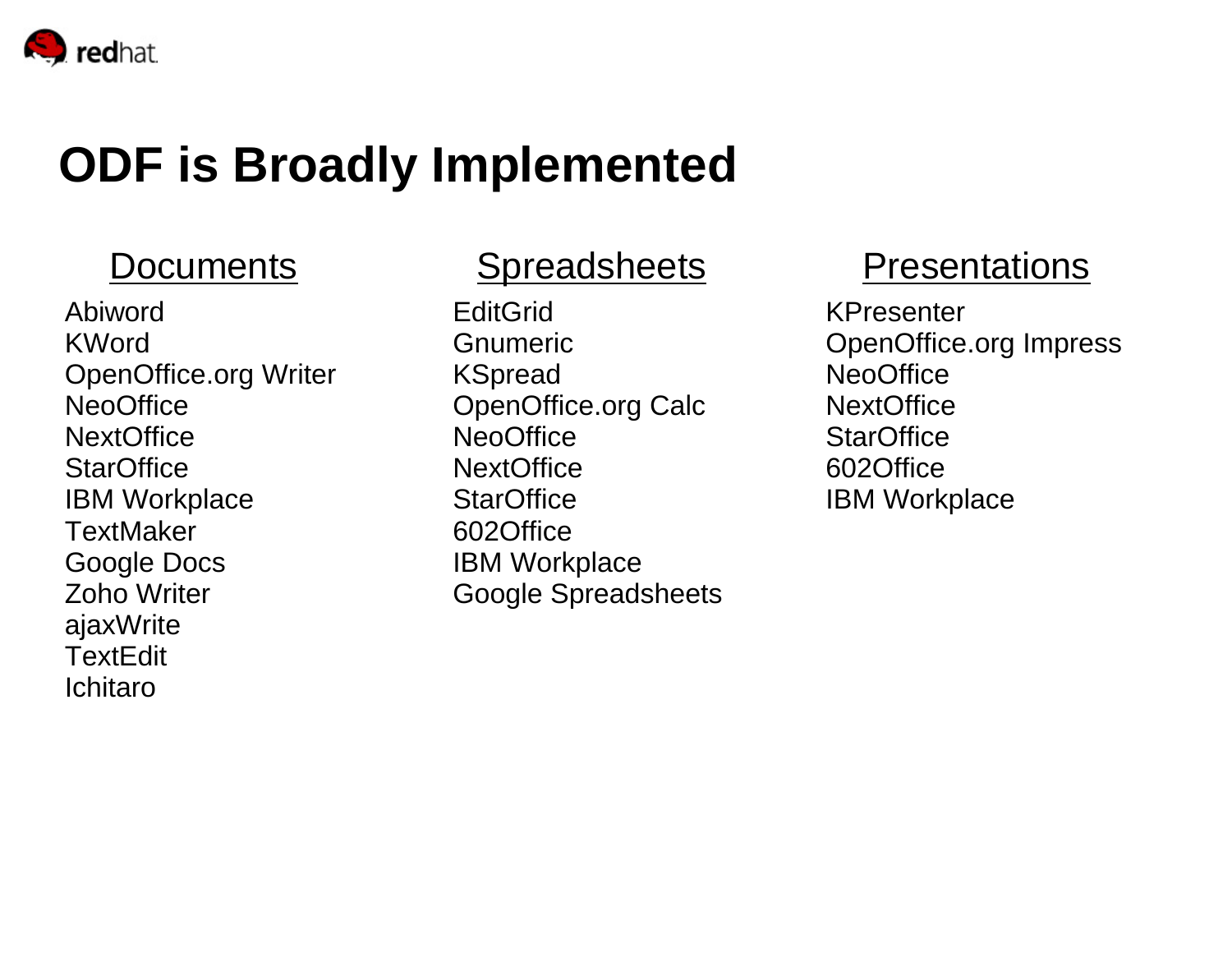# ODF is Broadly Implemented

## Documents

Abiword
KWord
OpenOffice.org Writer
NeoOffice
NextOffice
StarOffice
IBM Workplace
TextMaker
Google Docs
Zoho Writer
ajaxWrite
TextEdit
Ichitaro

## Spreadsheets

EditGrid
Gnumeric
KSpread
OpenOffice.org Calc
NeoOffice
NextOffice
StarOffice
602Office
IBM Workplace
Google Spreadsheets

## Presentations

KPresenter
OpenOffice.org Impress
NeoOffice
NextOffice
StarOffice
602Office
IBM Workplace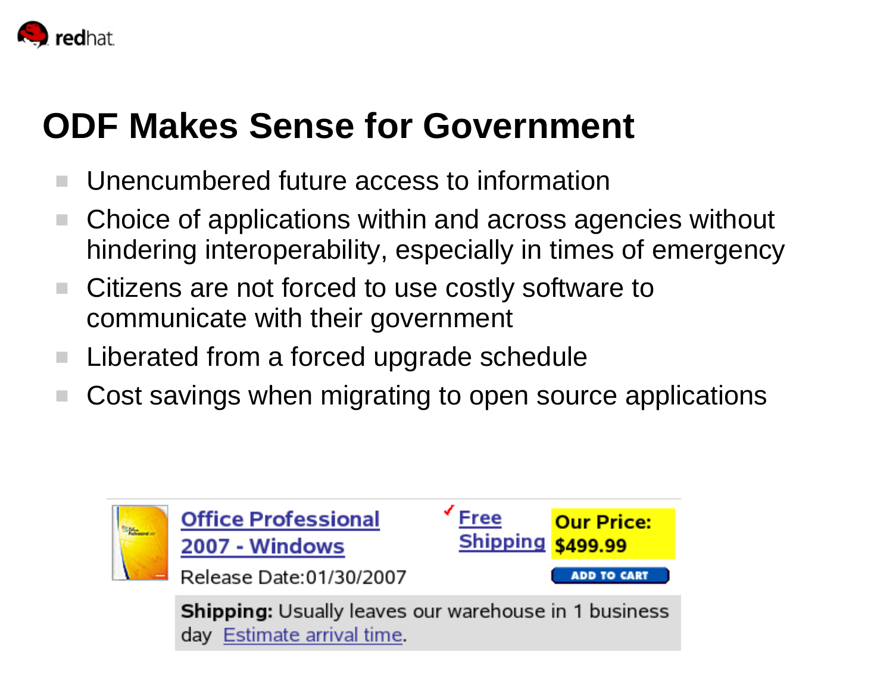# ODF Makes Sense for Government

- Unencumbered future access to information
- Choice of applications within and across agencies without hindering interoperability, especially in times of emergency
- Citizens are not forced to use costly software to communicate with their government
- Liberated from a forced upgrade schedule
- Cost savings when migrating to open source applications

**Office Professional 2007 - Windows**

Release Date:01/30/2007

Free Shipping

**Our Price: $499.99**

ADD TO CART

**Shipping:** Usually leaves our warehouse in 1 business day Estimate arrival time.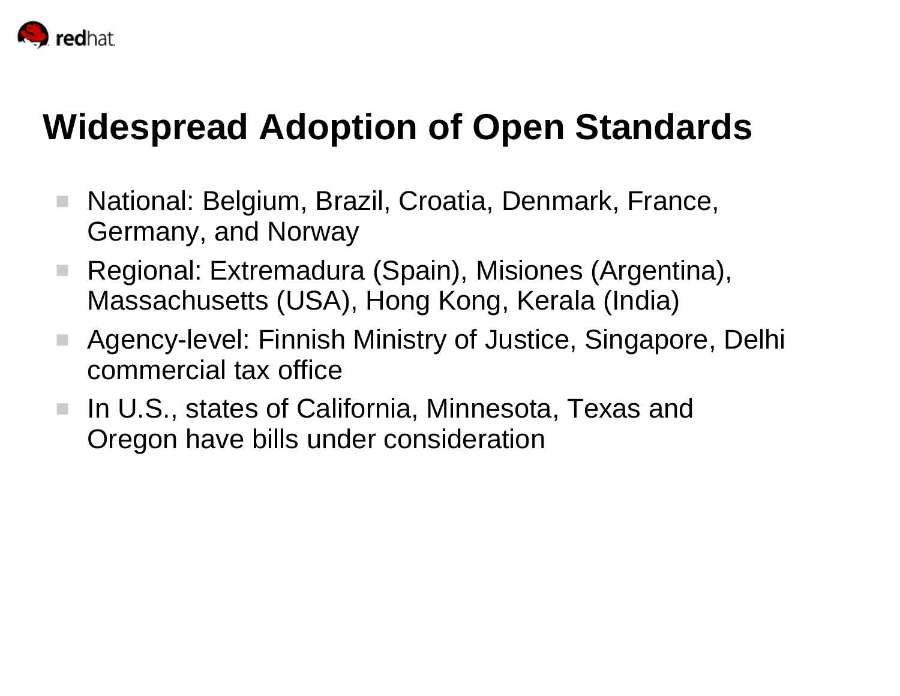# Widespread Adoption of Open Standards

- National: Belgium, Brazil, Croatia, Denmark, France, Germany, and Norway
- Regional: Extremadura (Spain), Misiones (Argentina), Massachusetts (USA), Hong Kong, Kerala (India)
- Agency-level: Finnish Ministry of Justice, Singapore, Delhi commercial tax office
- In U.S., states of California, Minnesota, Texas and Oregon have bills under consideration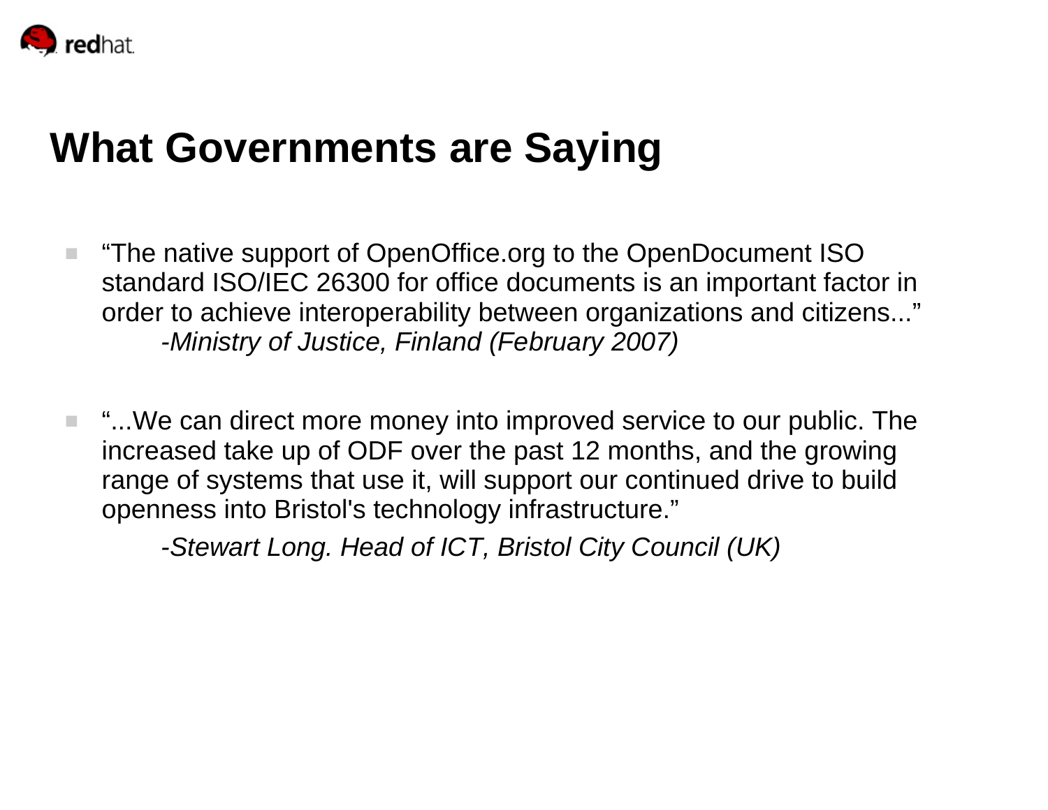# What Governments are Saying

- "The native support of OpenOffice.org to the OpenDocument ISO standard ISO/IEC 26300 for office documents is an important factor in order to achieve interoperability between organizations and citizens..."
  *-Ministry of Justice, Finland (February 2007)*

- "...We can direct more money into improved service to our public. The increased take up of ODF over the past 12 months, and the growing range of systems that use it, will support our continued drive to build openness into Bristol's technology infrastructure."
  *-Stewart Long. Head of ICT, Bristol City Council (UK)*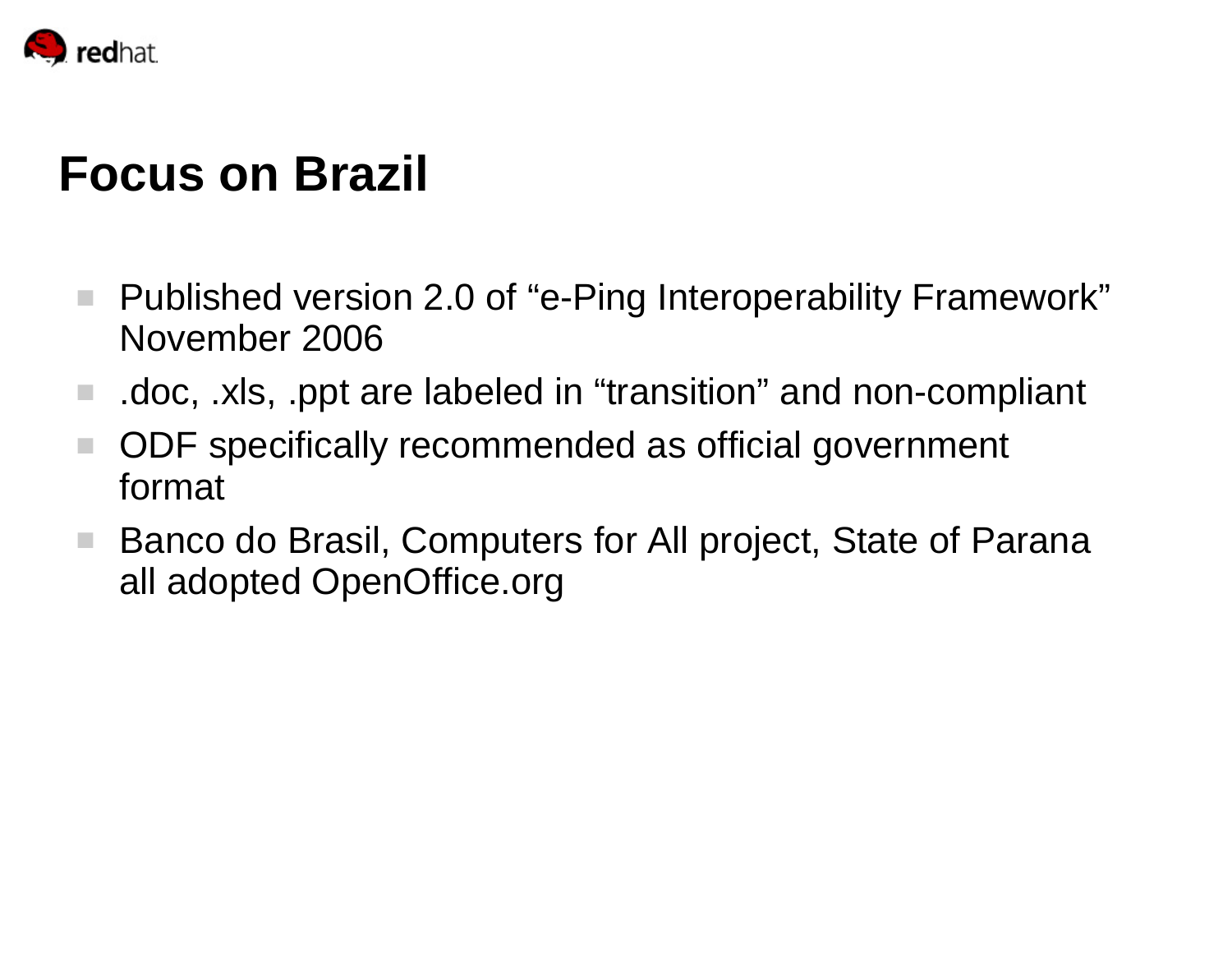# Focus on Brazil

- Published version 2.0 of "e-Ping Interoperability Framework" November 2006
- .doc, .xls, .ppt are labeled in "transition" and non-compliant
- ODF specifically recommended as official government format
- Banco do Brasil, Computers for All project, State of Parana all adopted OpenOffice.org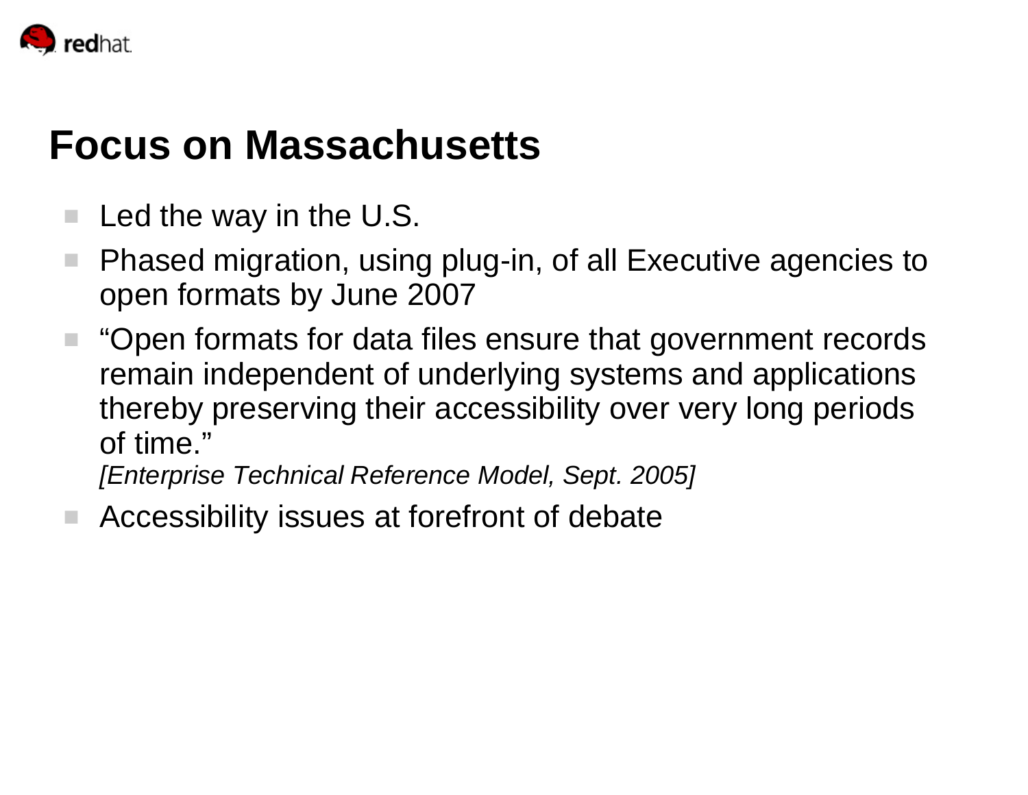# Focus on Massachusetts

- Led the way in the U.S.
- Phased migration, using plug-in, of all Executive agencies to open formats by June 2007
- "Open formats for data files ensure that government records remain independent of underlying systems and applications thereby preserving their accessibility over very long periods of time."
  *[Enterprise Technical Reference Model, Sept. 2005]*
- Accessibility issues at forefront of debate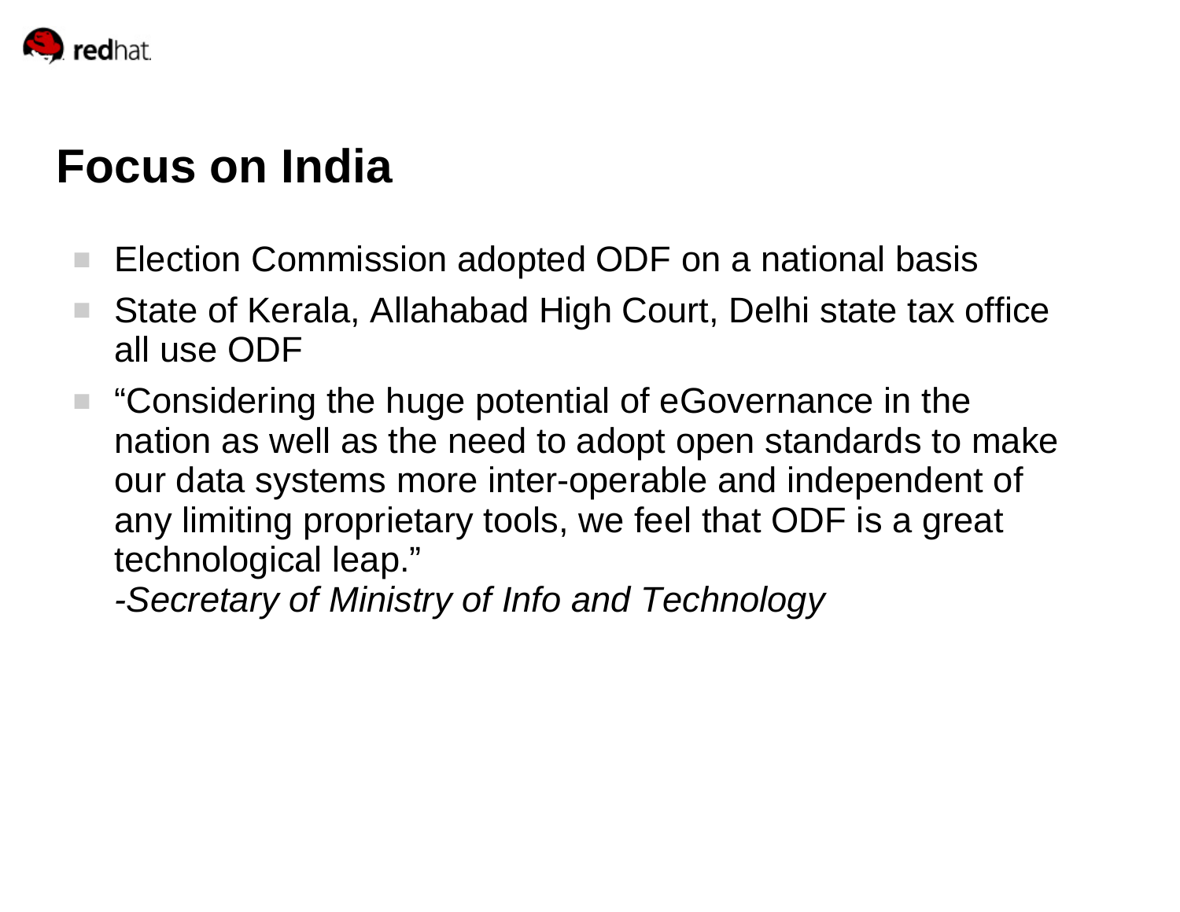# Focus on India

- Election Commission adopted ODF on a national basis
- State of Kerala, Allahabad High Court, Delhi state tax office all use ODF
- “Considering the huge potential of eGovernance in the nation as well as the need to adopt open standards to make our data systems more inter-operable and independent of any limiting proprietary tools, we feel that ODF is a great technological leap.”
  *-Secretary of Ministry of Info and Technology*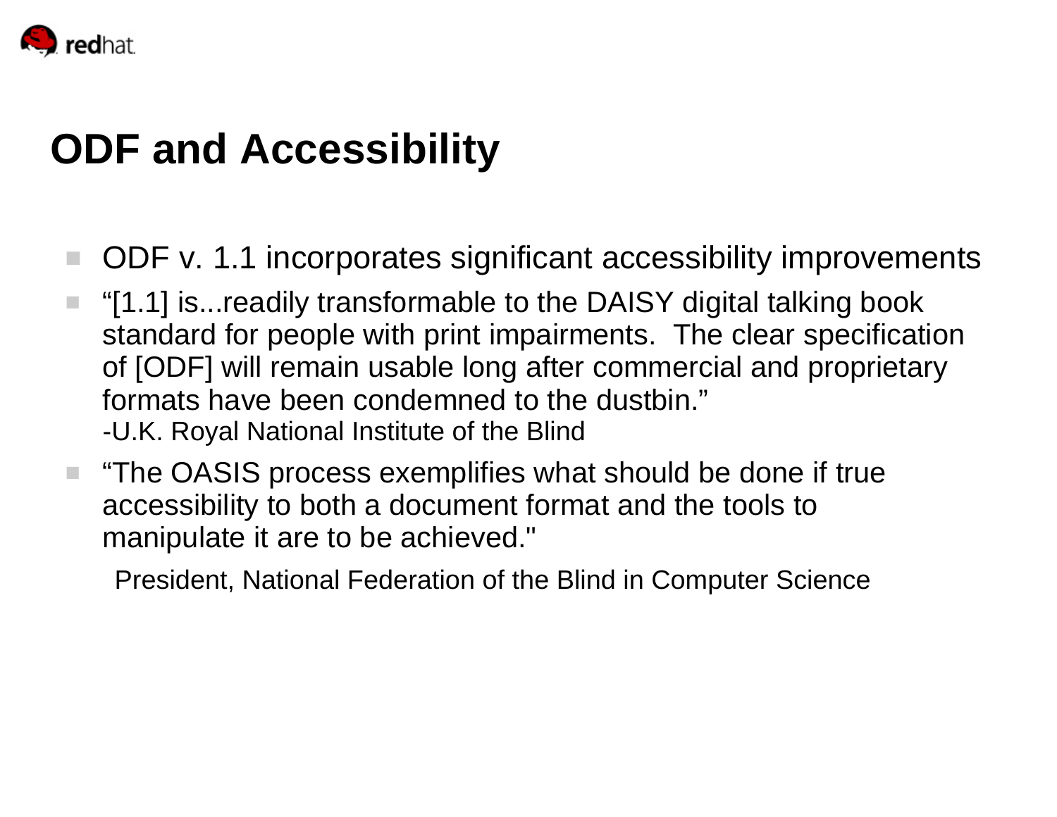# ODF and Accessibility

- ODF v. 1.1 incorporates significant accessibility improvements
- "[1.1] is...readily transformable to the DAISY digital talking book standard for people with print impairments. The clear specification of [ODF] will remain usable long after commercial and proprietary formats have been condemned to the dustbin."
  -U.K. Royal National Institute of the Blind
- "The OASIS process exemplifies what should be done if true accessibility to both a document format and the tools to manipulate it are to be achieved."

  President, National Federation of the Blind in Computer Science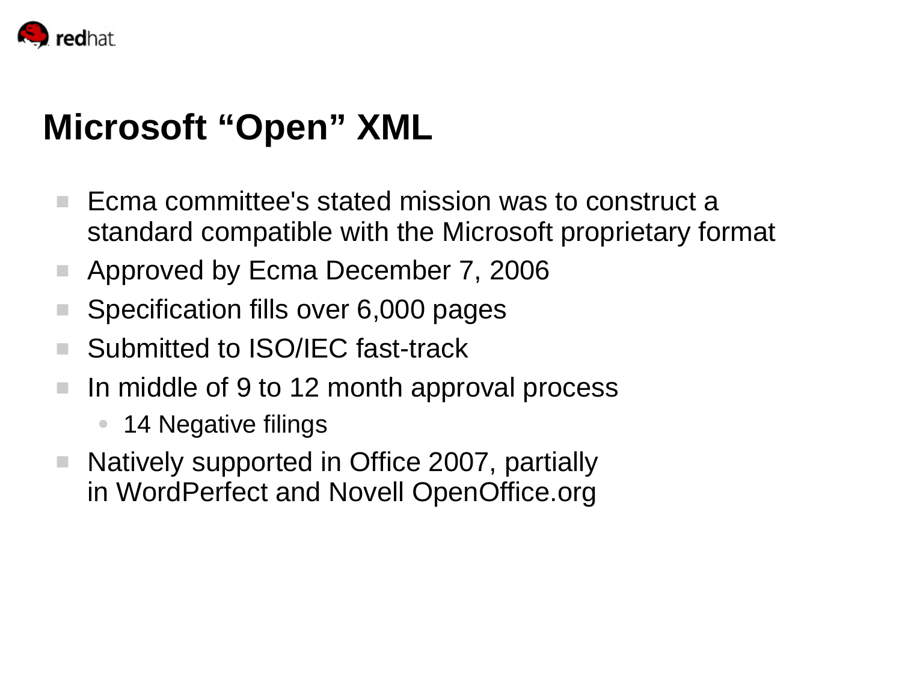# Microsoft “Open” XML

- Ecma committee's stated mission was to construct a standard compatible with the Microsoft proprietary format
- Approved by Ecma December 7, 2006
- Specification fills over 6,000 pages
- Submitted to ISO/IEC fast-track
- In middle of 9 to 12 month approval process
  - 14 Negative filings
- Natively supported in Office 2007, partially in WordPerfect and Novell OpenOffice.org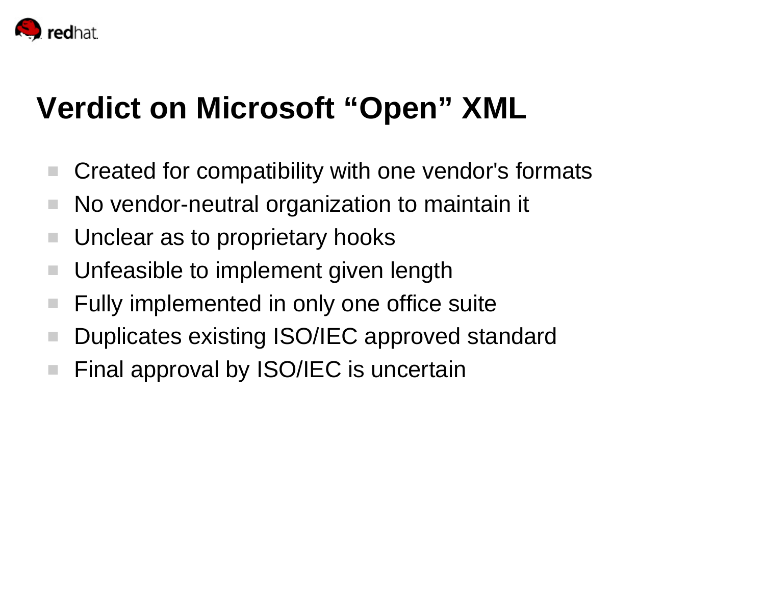# Verdict on Microsoft “Open” XML

- Created for compatibility with one vendor's formats
- No vendor-neutral organization to maintain it
- Unclear as to proprietary hooks
- Unfeasible to implement given length
- Fully implemented in only one office suite
- Duplicates existing ISO/IEC approved standard
- Final approval by ISO/IEC is uncertain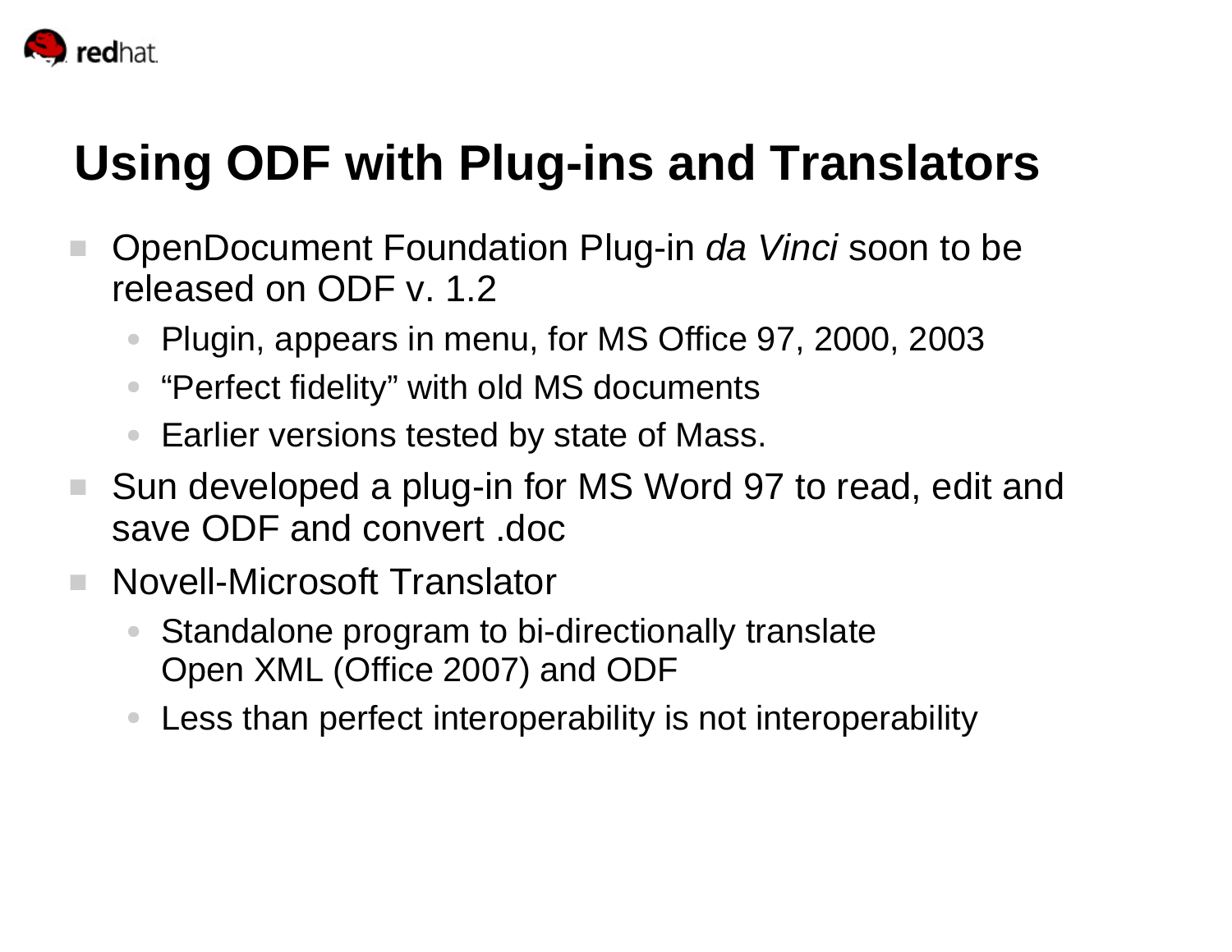# Using ODF with Plug-ins and Translators

- OpenDocument Foundation Plug-in *da Vinci* soon to be released on ODF v. 1.2
  - Plugin, appears in menu, for MS Office 97, 2000, 2003
  - "Perfect fidelity" with old MS documents
  - Earlier versions tested by state of Mass.
- Sun developed a plug-in for MS Word 97 to read, edit and save ODF and convert .doc
- Novell-Microsoft Translator
  - Standalone program to bi-directionally translate Open XML (Office 2007) and ODF
  - Less than perfect interoperability is not interoperability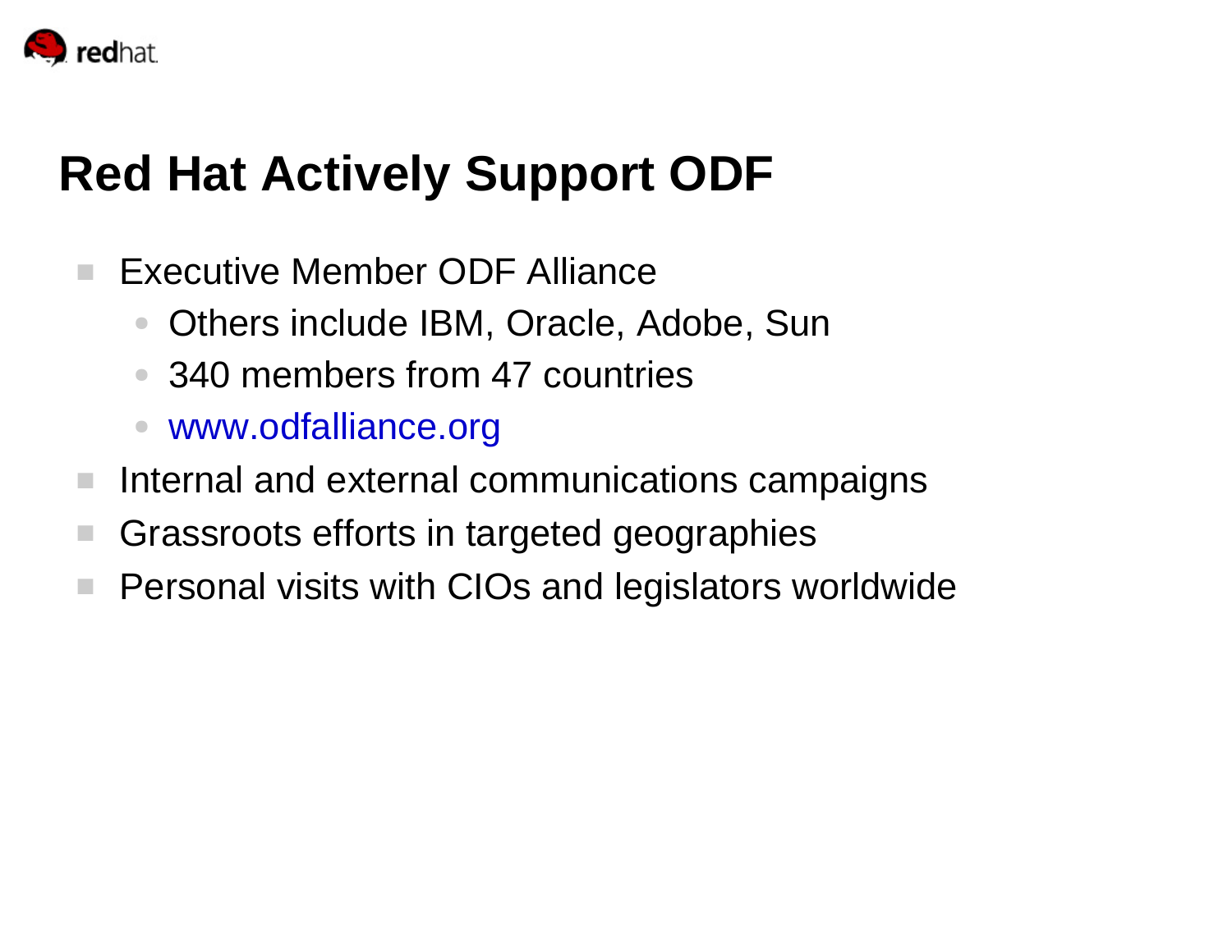# Red Hat Actively Support ODF

- Executive Member ODF Alliance
  - Others include IBM, Oracle, Adobe, Sun
  - 340 members from 47 countries
  - www.odfalliance.org
- Internal and external communications campaigns
- Grassroots efforts in targeted geographies
- Personal visits with CIOs and legislators worldwide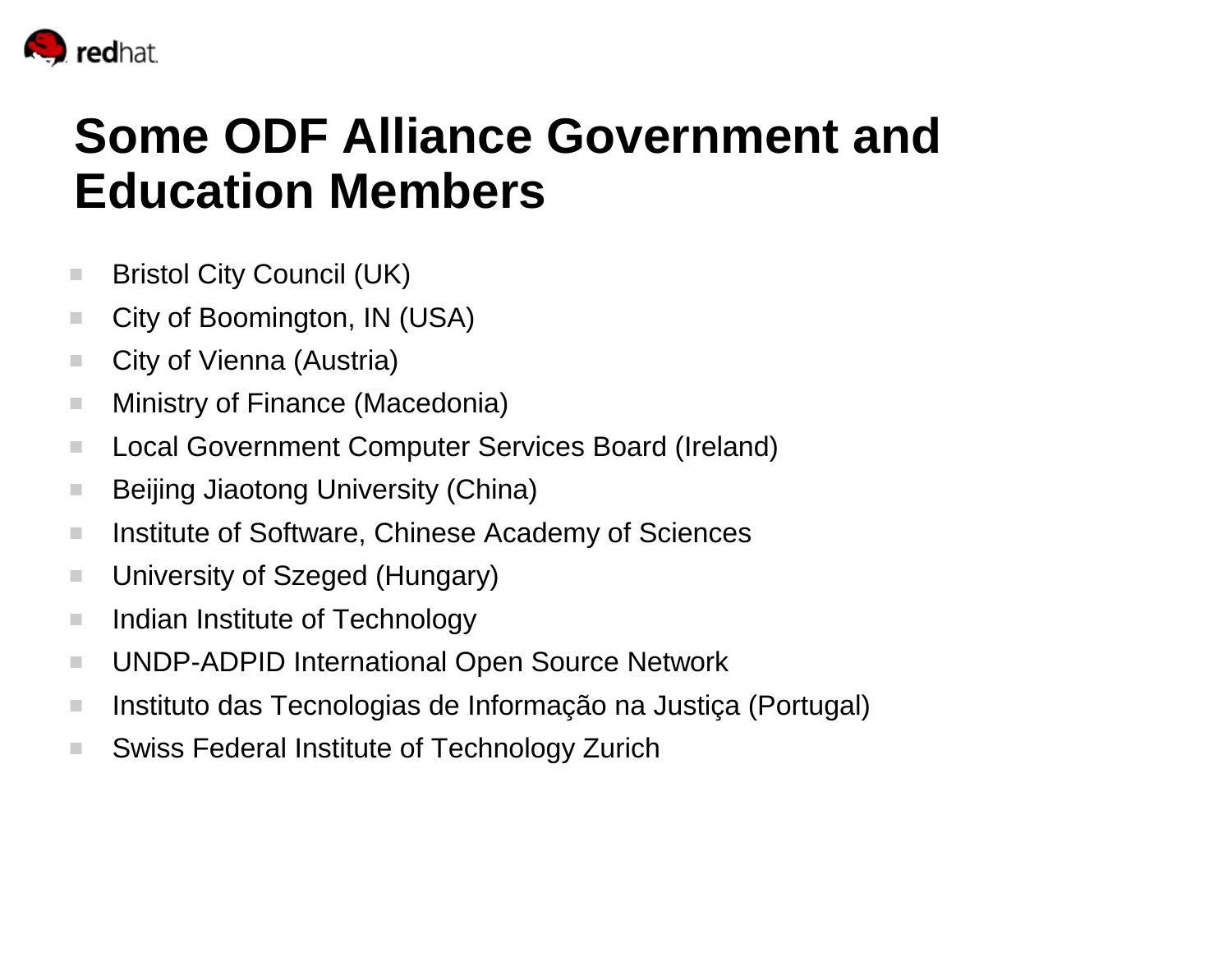# Some ODF Alliance Government and Education Members

- Bristol City Council (UK)
- City of Boomington, IN (USA)
- City of Vienna (Austria)
- Ministry of Finance (Macedonia)
- Local Government Computer Services Board (Ireland)
- Beijing Jiaotong University (China)
- Institute of Software, Chinese Academy of Sciences
- University of Szeged (Hungary)
- Indian Institute of Technology
- UNDP-ADPID International Open Source Network
- Instituto das Tecnologias de Informação na Justiça (Portugal)
- Swiss Federal Institute of Technology Zurich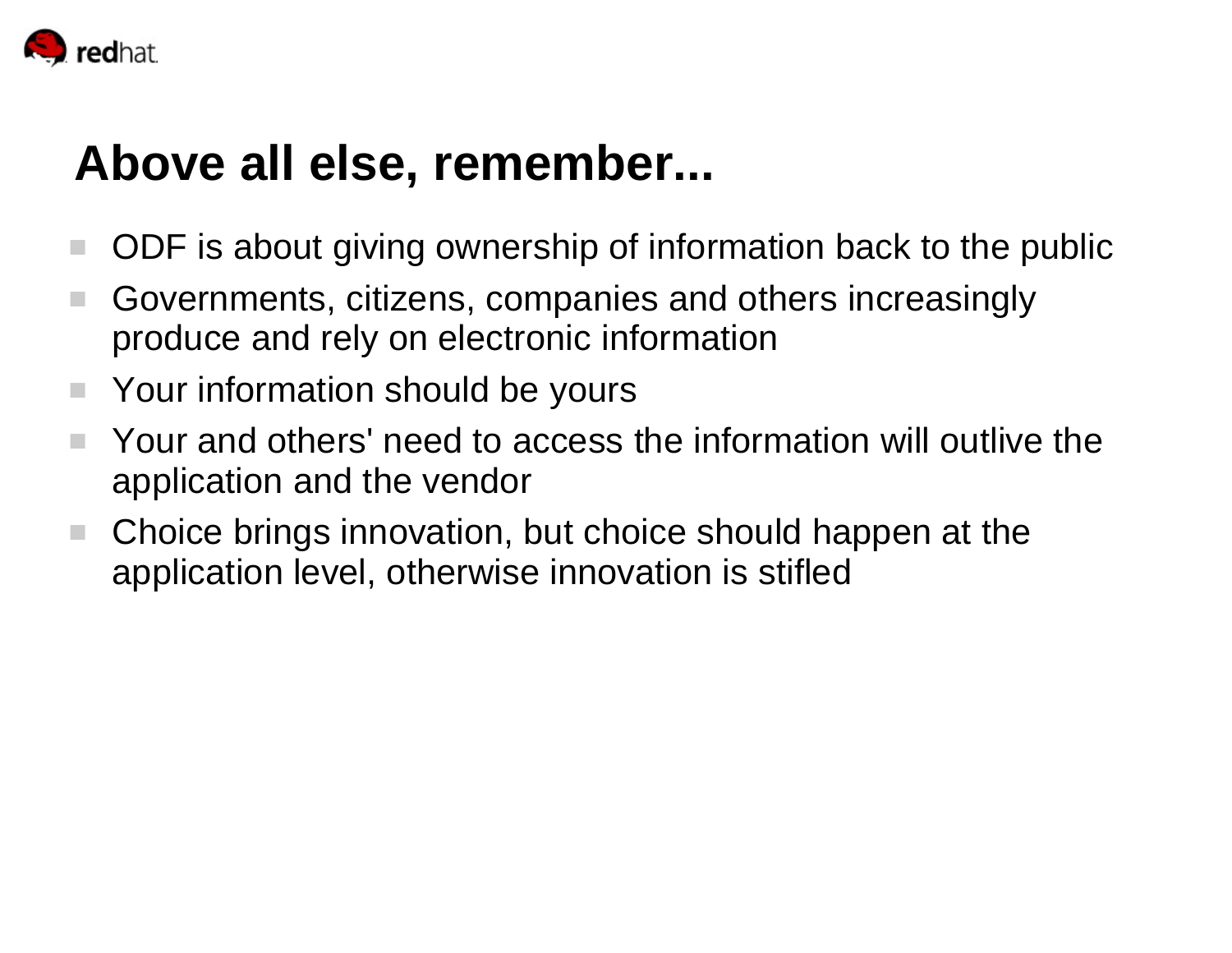# Above all else, remember...

- ODF is about giving ownership of information back to the public
- Governments, citizens, companies and others increasingly produce and rely on electronic information
- Your information should be yours
- Your and others' need to access the information will outlive the application and the vendor
- Choice brings innovation, but choice should happen at the application level, otherwise innovation is stifled